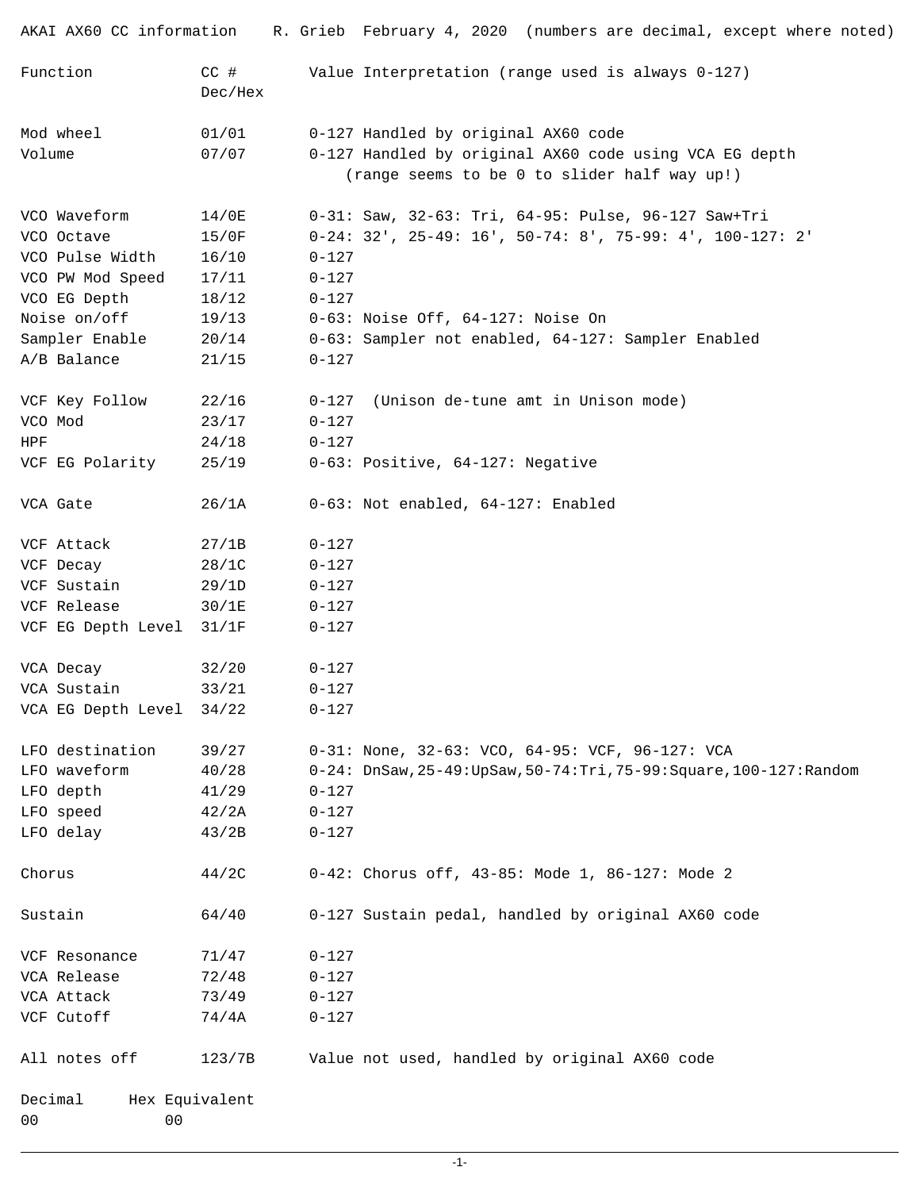AKAI AX60 CC information    R. Grieb  February 4, 2020  (numbers are decimal, except where noted)

| Function | CC # Dec/Hex | Value Interpretation (range used is always 0-127) |
|---|---|---|
| Mod wheel | 01/01 | 0-127 Handled by original AX60 code |
| Volume | 07/07 | 0-127 Handled by original AX60 code using VCA EG depth (range seems to be 0 to slider half way up!) |
| VCO Waveform | 14/0E | 0-31: Saw, 32-63: Tri, 64-95: Pulse, 96-127 Saw+Tri |
| VCO Octave | 15/0F | 0-24: 32', 25-49: 16', 50-74: 8', 75-99: 4', 100-127: 2' |
| VCO Pulse Width | 16/10 | 0-127 |
| VCO PW Mod Speed | 17/11 | 0-127 |
| VCO EG Depth | 18/12 | 0-127 |
| Noise on/off | 19/13 | 0-63: Noise Off, 64-127: Noise On |
| Sampler Enable | 20/14 | 0-63: Sampler not enabled, 64-127: Sampler Enabled |
| A/B Balance | 21/15 | 0-127 |
| VCF Key Follow | 22/16 | 0-127  (Unison de-tune amt in Unison mode) |
| VCO Mod | 23/17 | 0-127 |
| HPF | 24/18 | 0-127 |
| VCF EG Polarity | 25/19 | 0-63: Positive, 64-127: Negative |
| VCA Gate | 26/1A | 0-63: Not enabled, 64-127: Enabled |
| VCF Attack | 27/1B | 0-127 |
| VCF Decay | 28/1C | 0-127 |
| VCF Sustain | 29/1D | 0-127 |
| VCF Release | 30/1E | 0-127 |
| VCF EG Depth Level | 31/1F | 0-127 |
| VCA Decay | 32/20 | 0-127 |
| VCA Sustain | 33/21 | 0-127 |
| VCA EG Depth Level | 34/22 | 0-127 |
| LFO destination | 39/27 | 0-31: None, 32-63: VCO, 64-95: VCF, 96-127: VCA |
| LFO waveform | 40/28 | 0-24: DnSaw,25-49:UpSaw,50-74:Tri,75-99:Square,100-127:Random |
| LFO depth | 41/29 | 0-127 |
| LFO speed | 42/2A | 0-127 |
| LFO delay | 43/2B | 0-127 |
| Chorus | 44/2C | 0-42: Chorus off, 43-85: Mode 1, 86-127: Mode 2 |
| Sustain | 64/40 | 0-127 Sustain pedal, handled by original AX60 code |
| VCF Resonance | 71/47 | 0-127 |
| VCA Release | 72/48 | 0-127 |
| VCA Attack | 73/49 | 0-127 |
| VCF Cutoff | 74/4A | 0-127 |
| All notes off | 123/7B | Value not used, handled by original AX60 code |

| Decimal | Hex Equivalent |
|---|---|
| 00 | 00 |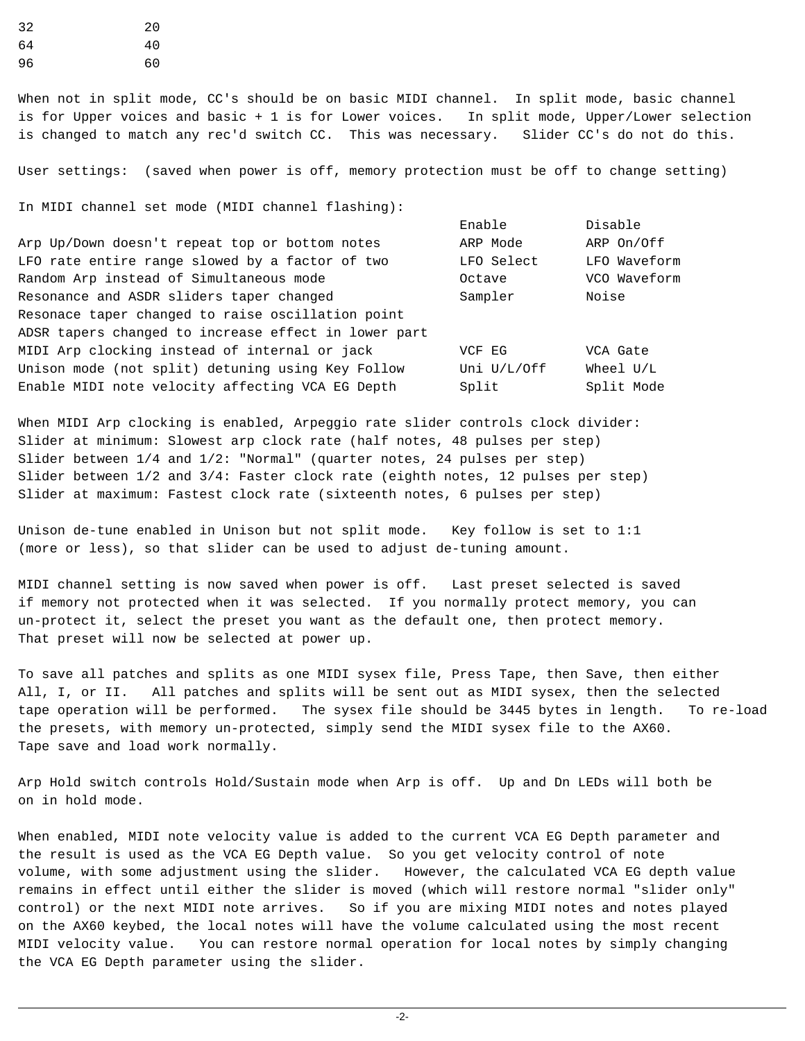| | |
|---|---|
| 32 | 20 |
| 64 | 40 |
| 96 | 60 |

When not in split mode, CC's should be on basic MIDI channel. In split mode, basic channel is for Upper voices and basic + 1 is for Lower voices. In split mode, Upper/Lower selection is changed to match any rec'd switch CC. This was necessary. Slider CC's do not do this.

User settings: (saved when power is off, memory protection must be off to change setting)

In MIDI channel set mode (MIDI channel flashing):

| | Enable | Disable |
|---|---|---|
| Arp Up/Down doesn't repeat top or bottom notes | ARP Mode | ARP On/Off |
| LFO rate entire range slowed by a factor of two | LFO Select | LFO Waveform |
| Random Arp instead of Simultaneous mode | Octave | VCO Waveform |
| Resonance and ASDR sliders taper changed | Sampler | Noise |
| Resonace taper changed to raise oscillation point | | |
| ADSR tapers changed to increase effect in lower part | | |
| MIDI Arp clocking instead of internal or jack | VCF EG | VCA Gate |
| Unison mode (not split) detuning using Key Follow | Uni U/L/Off | Wheel U/L |
| Enable MIDI note velocity affecting VCA EG Depth | Split | Split Mode |

When MIDI Arp clocking is enabled, Arpeggio rate slider controls clock divider:
Slider at minimum: Slowest arp clock rate (half notes, 48 pulses per step)
Slider between 1/4 and 1/2: "Normal" (quarter notes, 24 pulses per step)
Slider between 1/2 and 3/4: Faster clock rate (eighth notes, 12 pulses per step)
Slider at maximum: Fastest clock rate (sixteenth notes, 6 pulses per step)

Unison de-tune enabled in Unison but not split mode. Key follow is set to 1:1 (more or less), so that slider can be used to adjust de-tuning amount.

MIDI channel setting is now saved when power is off. Last preset selected is saved if memory not protected when it was selected. If you normally protect memory, you can un-protect it, select the preset you want as the default one, then protect memory. That preset will now be selected at power up.

To save all patches and splits as one MIDI sysex file, Press Tape, then Save, then either All, I, or II. All patches and splits will be sent out as MIDI sysex, then the selected tape operation will be performed. The sysex file should be 3445 bytes in length. To re-load the presets, with memory un-protected, simply send the MIDI sysex file to the AX60. Tape save and load work normally.

Arp Hold switch controls Hold/Sustain mode when Arp is off. Up and Dn LEDs will both be on in hold mode.

When enabled, MIDI note velocity value is added to the current VCA EG Depth parameter and the result is used as the VCA EG Depth value. So you get velocity control of note volume, with some adjustment using the slider. However, the calculated VCA EG depth value remains in effect until either the slider is moved (which will restore normal "slider only" control) or the next MIDI note arrives. So if you are mixing MIDI notes and notes played on the AX60 keybed, the local notes will have the volume calculated using the most recent MIDI velocity value. You can restore normal operation for local notes by simply changing the VCA EG Depth parameter using the slider.